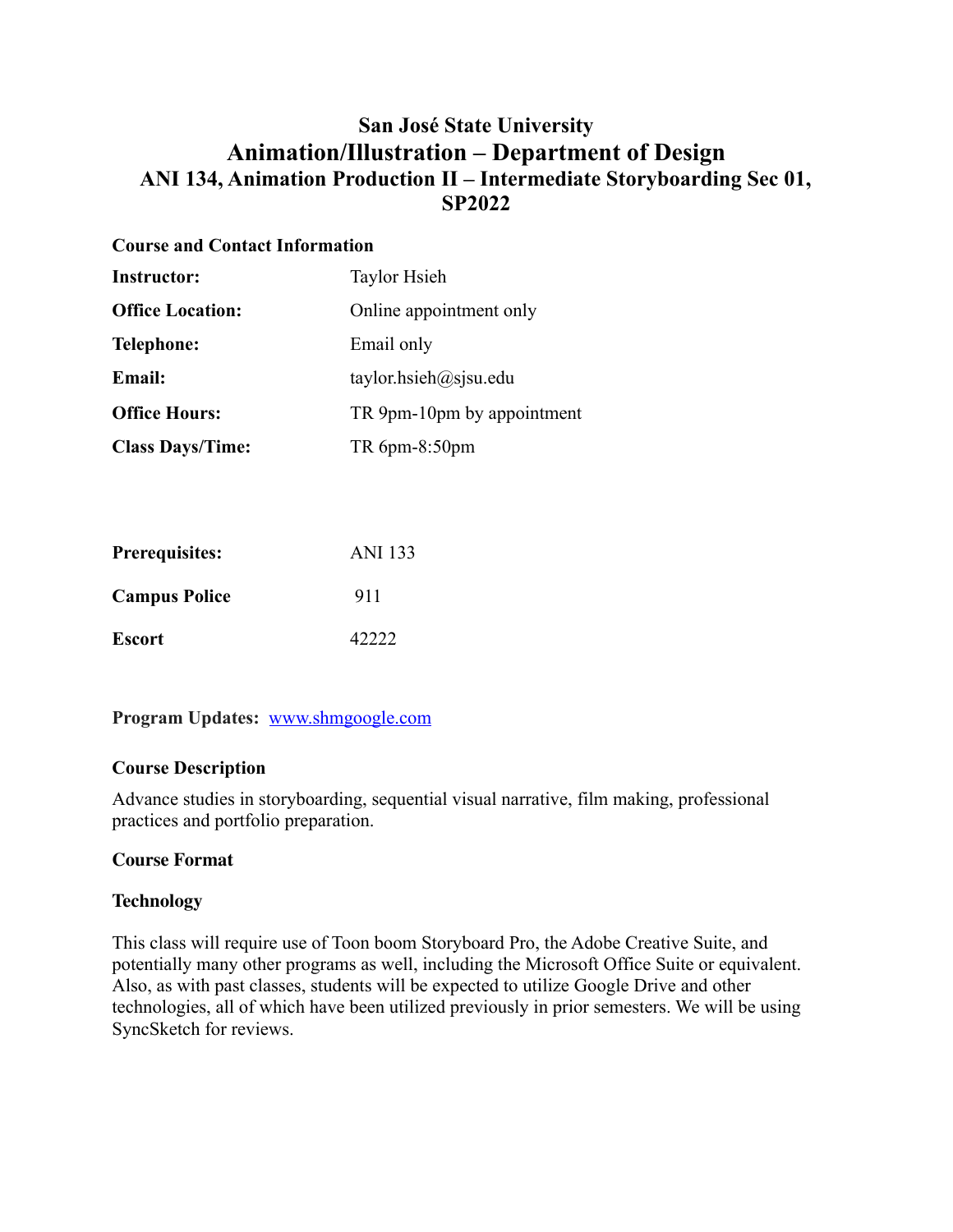# San José State University
## Animation/Illustration – Department of Design
### ANI 134, Animation Production II – Intermediate Storyboarding Sec 01, SP2022

**Course and Contact Information**

| | |
|---|---|
| **Instructor:** | Taylor Hsieh |
| **Office Location:** | Online appointment only |
| **Telephone:** | Email only |
| **Email:** | taylor.hsieh@sjsu.edu |
| **Office Hours:** | TR 9pm-10pm by appointment |
| **Class Days/Time:** | TR 6pm-8:50pm |

| | |
|---|---|
| **Prerequisites:** | ANI 133 |
| **Campus Police** | 911 |
| **Escort** | 42222 |

**Program Updates:** [www.shmgoogle.com](www.shmgoogle.com)

**Course Description**

Advance studies in storyboarding, sequential visual narrative, film making, professional practices and portfolio preparation.

**Course Format**

**Technology**

This class will require use of Toon boom Storyboard Pro, the Adobe Creative Suite, and potentially many other programs as well, including the Microsoft Office Suite or equivalent. Also, as with past classes, students will be expected to utilize Google Drive and other technologies, all of which have been utilized previously in prior semesters. We will be using SyncSketch for reviews.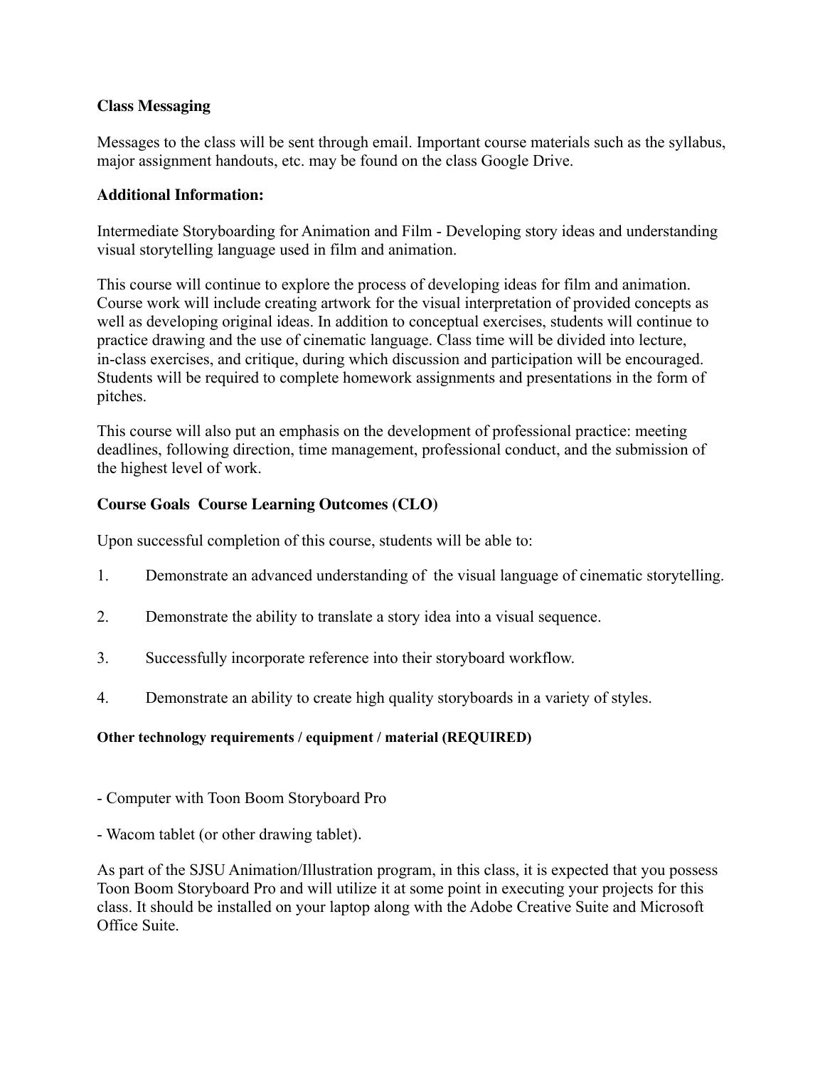**Class Messaging**

Messages to the class will be sent through email. Important course materials such as the syllabus, major assignment handouts, etc. may be found on the class Google Drive.

**Additional Information:**

Intermediate Storyboarding for Animation and Film - Developing story ideas and understanding visual storytelling language used in film and animation.

This course will continue to explore the process of developing ideas for film and animation. Course work will include creating artwork for the visual interpretation of provided concepts as well as developing original ideas. In addition to conceptual exercises, students will continue to practice drawing and the use of cinematic language. Class time will be divided into lecture, in-class exercises, and critique, during which discussion and participation will be encouraged. Students will be required to complete homework assignments and presentations in the form of pitches.

This course will also put an emphasis on the development of professional practice: meeting deadlines, following direction, time management, professional conduct, and the submission of the highest level of work.

**Course Goals  Course Learning Outcomes (CLO)**

Upon successful completion of this course, students will be able to:

1. Demonstrate an advanced understanding of  the visual language of cinematic storytelling.
2. Demonstrate the ability to translate a story idea into a visual sequence.
3. Successfully incorporate reference into their storyboard workflow.
4. Demonstrate an ability to create high quality storyboards in a variety of styles.

**Other technology requirements / equipment / material (REQUIRED)**

- Computer with Toon Boom Storyboard Pro
- Wacom tablet (or other drawing tablet).

As part of the SJSU Animation/Illustration program, in this class, it is expected that you possess Toon Boom Storyboard Pro and will utilize it at some point in executing your projects for this class. It should be installed on your laptop along with the Adobe Creative Suite and Microsoft Office Suite.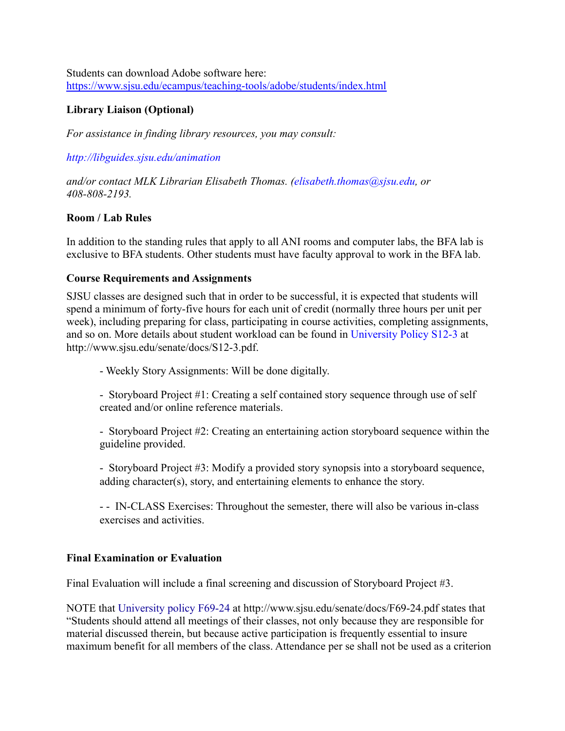Students can download Adobe software here:
https://www.sjsu.edu/ecampus/teaching-tools/adobe/students/index.html

**Library Liaison (Optional)**

*For assistance in finding library resources, you may consult:*

*http://libguides.sjsu.edu/animation*

*and/or contact MLK Librarian Elisabeth Thomas. (elisabeth.thomas@sjsu.edu, or 408-808-2193.*

**Room / Lab Rules**

In addition to the standing rules that apply to all ANI rooms and computer labs, the BFA lab is exclusive to BFA students. Other students must have faculty approval to work in the BFA lab.

**Course Requirements and Assignments**

SJSU classes are designed such that in order to be successful, it is expected that students will spend a minimum of forty-five hours for each unit of credit (normally three hours per unit per week), including preparing for class, participating in course activities, completing assignments, and so on. More details about student workload can be found in University Policy S12-3 at http://www.sjsu.edu/senate/docs/S12-3.pdf.

- Weekly Story Assignments: Will be done digitally.

- Storyboard Project #1: Creating a self contained story sequence through use of self created and/or online reference materials.

- Storyboard Project #2: Creating an entertaining action storyboard sequence within the guideline provided.

- Storyboard Project #3: Modify a provided story synopsis into a storyboard sequence, adding character(s), story, and entertaining elements to enhance the story.

- - IN-CLASS Exercises: Throughout the semester, there will also be various in-class exercises and activities.

**Final Examination or Evaluation**

Final Evaluation will include a final screening and discussion of Storyboard Project #3.

NOTE that University policy F69-24 at http://www.sjsu.edu/senate/docs/F69-24.pdf states that "Students should attend all meetings of their classes, not only because they are responsible for material discussed therein, but because active participation is frequently essential to insure maximum benefit for all members of the class. Attendance per se shall not be used as a criterion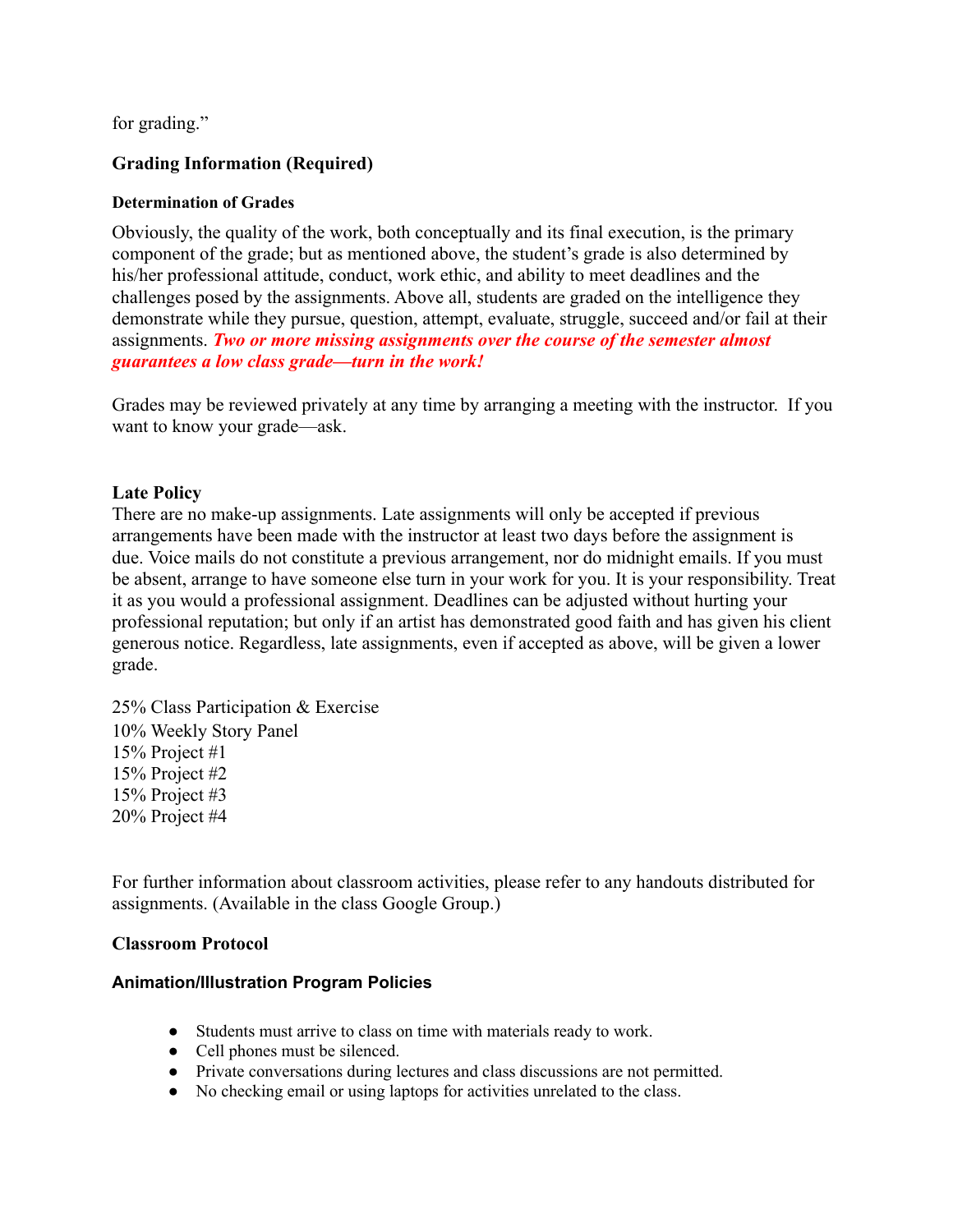for grading."

## Grading Information (Required)

### Determination of Grades

Obviously, the quality of the work, both conceptually and its final execution, is the primary component of the grade; but as mentioned above, the student's grade is also determined by his/her professional attitude, conduct, work ethic, and ability to meet deadlines and the challenges posed by the assignments. Above all, students are graded on the intelligence they demonstrate while they pursue, question, attempt, evaluate, struggle, succeed and/or fail at their assignments. ***Two or more missing assignments over the course of the semester almost guarantees a low class grade—turn in the work!***

Grades may be reviewed privately at any time by arranging a meeting with the instructor. If you want to know your grade—ask.

### Late Policy

There are no make-up assignments. Late assignments will only be accepted if previous arrangements have been made with the instructor at least two days before the assignment is due. Voice mails do not constitute a previous arrangement, nor do midnight emails. If you must be absent, arrange to have someone else turn in your work for you. It is your responsibility. Treat it as you would a professional assignment. Deadlines can be adjusted without hurting your professional reputation; but only if an artist has demonstrated good faith and has given his client generous notice. Regardless, late assignments, even if accepted as above, will be given a lower grade.

25% Class Participation & Exercise
10% Weekly Story Panel
15% Project #1
15% Project #2
15% Project #3
20% Project #4

For further information about classroom activities, please refer to any handouts distributed for assignments. (Available in the class Google Group.)

## Classroom Protocol

### Animation/Illustration Program Policies

- Students must arrive to class on time with materials ready to work.
- Cell phones must be silenced.
- Private conversations during lectures and class discussions are not permitted.
- No checking email or using laptops for activities unrelated to the class.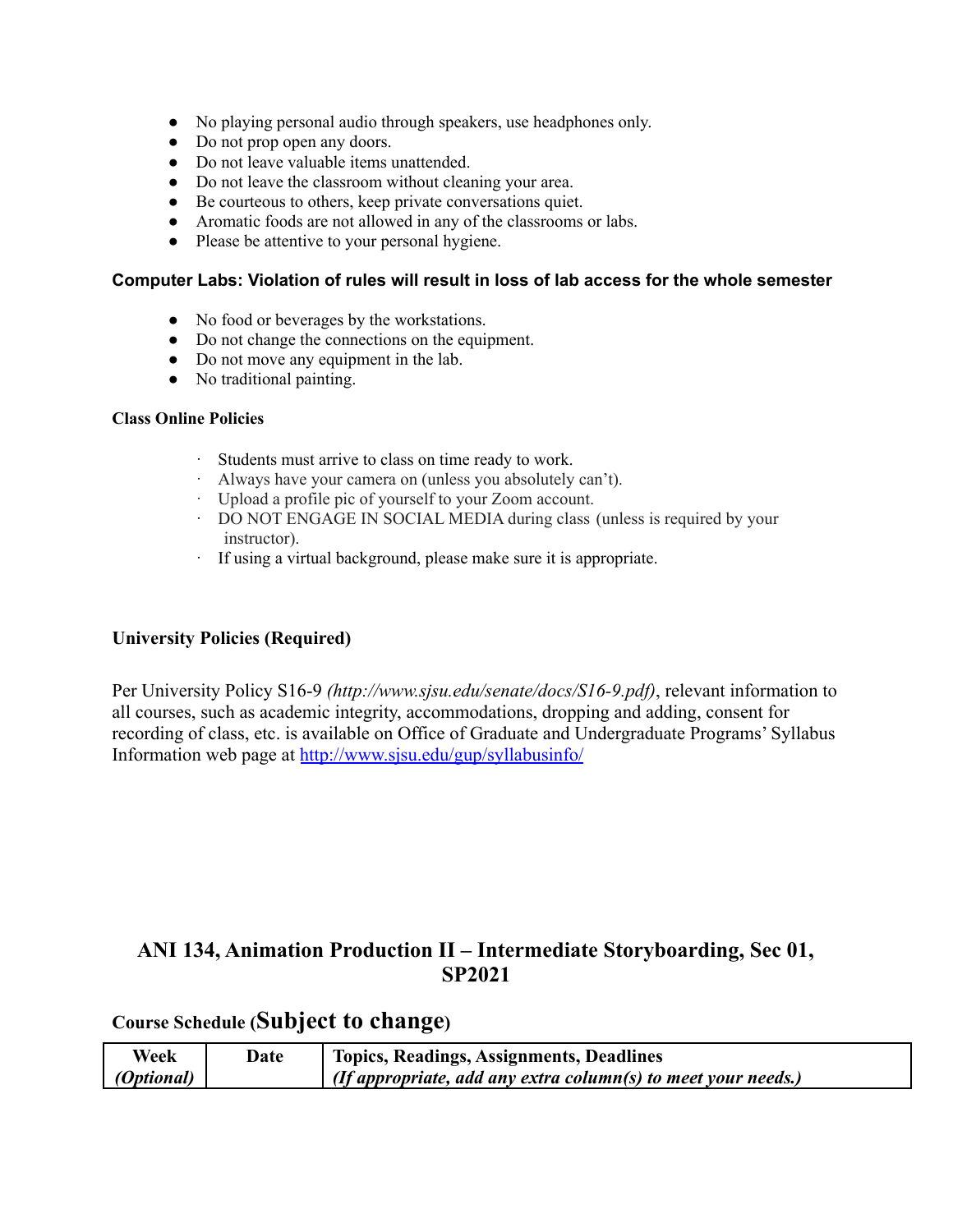- No playing personal audio through speakers, use headphones only.
- Do not prop open any doors.
- Do not leave valuable items unattended.
- Do not leave the classroom without cleaning your area.
- Be courteous to others, keep private conversations quiet.
- Aromatic foods are not allowed in any of the classrooms or labs.
- Please be attentive to your personal hygiene.

**Computer Labs: Violation of rules will result in loss of lab access for the whole semester**

- No food or beverages by the workstations.
- Do not change the connections on the equipment.
- Do not move any equipment in the lab.
- No traditional painting.

**Class Online Policies**

- Students must arrive to class on time ready to work.
- Always have your camera on (unless you absolutely can't).
- Upload a profile pic of yourself to your Zoom account.
- DO NOT ENGAGE IN SOCIAL MEDIA during class (unless is required by your instructor).
- If using a virtual background, please make sure it is appropriate.

### University Policies (Required)

Per University Policy S16-9 *(http://www.sjsu.edu/senate/docs/S16-9.pdf)*, relevant information to all courses, such as academic integrity, accommodations, dropping and adding, consent for recording of class, etc. is available on Office of Graduate and Undergraduate Programs' Syllabus Information web page at [http://www.sjsu.edu/gup/syllabusinfo/](http://www.sjsu.edu/gup/syllabusinfo/)

## ANI 134, Animation Production II – Intermediate Storyboarding, Sec 01, SP2021

### Course Schedule (Subject to change)

| Week *(Optional)* | Date | Topics, Readings, Assignments, Deadlines *(If appropriate, add any extra column(s) to meet your needs.)* |
| --- | --- | --- |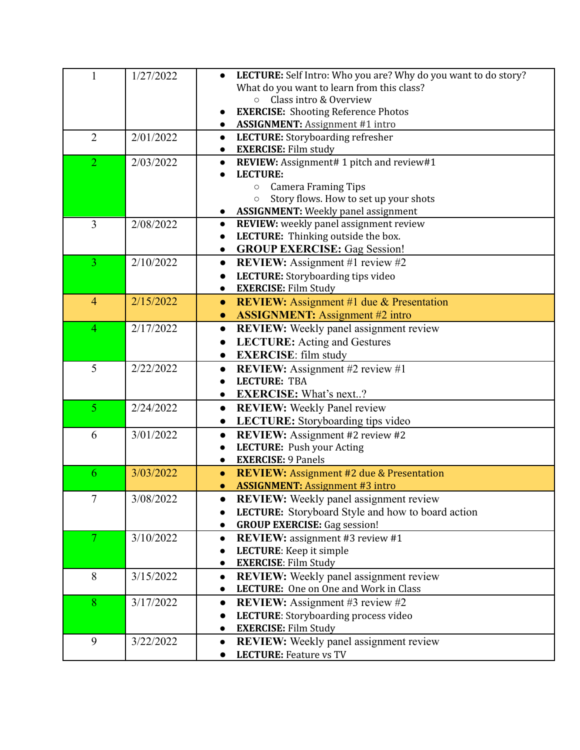| | | |
|---|---|---|
| 1 | 1/27/2022 | • **LECTURE:** Self Intro: Who you are? Why do you want to do story? What do you want to learn from this class?<br>  ○ Class intro & Overview<br>• **EXERCISE:** Shooting Reference Photos<br>• **ASSIGNMENT:** Assignment #1 intro |
| 2 | 2/01/2022 | • **LECTURE:** Storyboarding refresher<br>• **EXERCISE:** Film study |
| 2 | 2/03/2022 | • **REVIEW:** Assignment# 1 pitch and review#1<br>• **LECTURE:**<br>  ○ Camera Framing Tips<br>  ○ Story flows. How to set up your shots<br>• **ASSIGNMENT:** Weekly panel assignment |
| 3 | 2/08/2022 | • **REVIEW:** weekly panel assignment review<br>• **LECTURE:** Thinking outside the box.<br>• **GROUP EXERCISE:** Gag Session! |
| 3 | 2/10/2022 | • **REVIEW:** Assignment #1 review #2<br>• **LECTURE:** Storyboarding tips video<br>• **EXERCISE:** Film Study |
| 4 | 2/15/2022 | • **REVIEW:** Assignment #1 due & Presentation<br>• **ASSIGNMENT:** Assignment #2 intro |
| 4 | 2/17/2022 | • **REVIEW:** Weekly panel assignment review<br>• **LECTURE:** Acting and Gestures<br>• **EXERCISE**: film study |
| 5 | 2/22/2022 | • **REVIEW:** Assignment #2 review #1<br>• **LECTURE:** TBA<br>• **EXERCISE:** What's next..? |
| 5 | 2/24/2022 | • **REVIEW:** Weekly Panel review<br>• **LECTURE:** Storyboarding tips video |
| 6 | 3/01/2022 | • **REVIEW:** Assignment #2 review #2<br>• **LECTURE:** Push your Acting<br>• **EXERCISE:** 9 Panels |
| 6 | 3/03/2022 | • **REVIEW:** Assignment #2 due & Presentation<br>• **ASSIGNMENT:** Assignment #3 intro |
| 7 | 3/08/2022 | • **REVIEW:** Weekly panel assignment review<br>• **LECTURE:** Storyboard Style and how to board action<br>• **GROUP EXERCISE:** Gag session! |
| 7 | 3/10/2022 | • **REVIEW:** assignment #3 review #1<br>• **LECTURE**: Keep it simple<br>• **EXERCISE**: Film Study |
| 8 | 3/15/2022 | • **REVIEW:** Weekly panel assignment review<br>• **LECTURE:** One on One and Work in Class |
| 8 | 3/17/2022 | • **REVIEW:** Assignment #3 review #2<br>• **LECTURE**: Storyboarding process video<br>• **EXERCISE:** Film Study |
| 9 | 3/22/2022 | • **REVIEW:** Weekly panel assignment review<br>• **LECTURE:** Feature vs TV |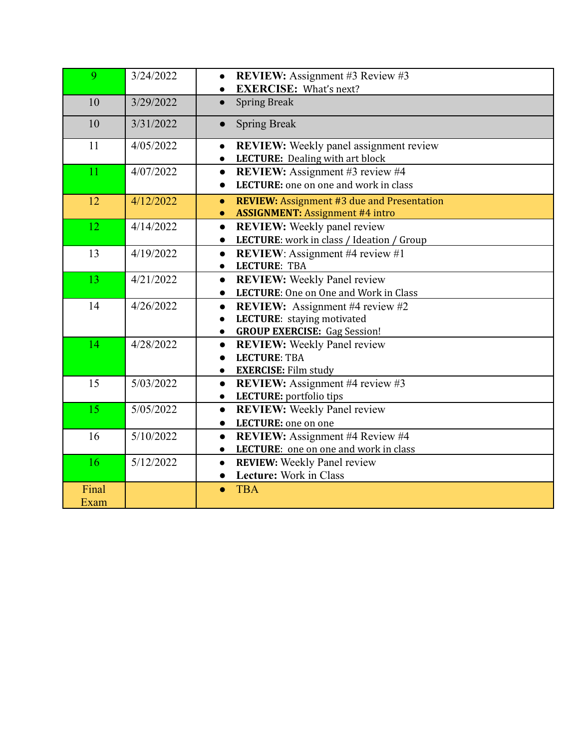| | | |
|---|---|---|
| 9 | 3/24/2022 | • **REVIEW:** Assignment #3 Review #3<br>• **EXERCISE:** What's next? |
| 10 | 3/29/2022 | • Spring Break |
| 10 | 3/31/2022 | • Spring Break |
| 11 | 4/05/2022 | • **REVIEW:** Weekly panel assignment review<br>• **LECTURE:** Dealing with art block |
| 11 | 4/07/2022 | • **REVIEW:** Assignment #3 review #4<br>• **LECTURE:** one on one and work in class |
| 12 | 4/12/2022 | • **REVIEW:** Assignment #3 due and Presentation<br>• **ASSIGNMENT:** Assignment #4 intro |
| 12 | 4/14/2022 | • **REVIEW:** Weekly panel review<br>• **LECTURE**: work in class / Ideation / Group |
| 13 | 4/19/2022 | • **REVIEW**: Assignment #4 review #1<br>• **LECTURE:** TBA |
| 13 | 4/21/2022 | • **REVIEW:** Weekly Panel review<br>• **LECTURE**: One on One and Work in Class |
| 14 | 4/26/2022 | • **REVIEW:** Assignment #4 review #2<br>• **LECTURE**: staying motivated<br>• **GROUP EXERCISE:** Gag Session! |
| 14 | 4/28/2022 | • **REVIEW:** Weekly Panel review<br>• **LECTURE**: TBA<br>• **EXERCISE:** Film study |
| 15 | 5/03/2022 | • **REVIEW:** Assignment #4 review #3<br>• **LECTURE:** portfolio tips |
| 15 | 5/05/2022 | • **REVIEW:** Weekly Panel review<br>• **LECTURE:** one on one |
| 16 | 5/10/2022 | • **REVIEW:** Assignment #4 Review #4<br>• **LECTURE**: one on one and work in class |
| 16 | 5/12/2022 | • **REVIEW:** Weekly Panel review<br>• **Lecture:** Work in Class |
| Final Exam | | • TBA |